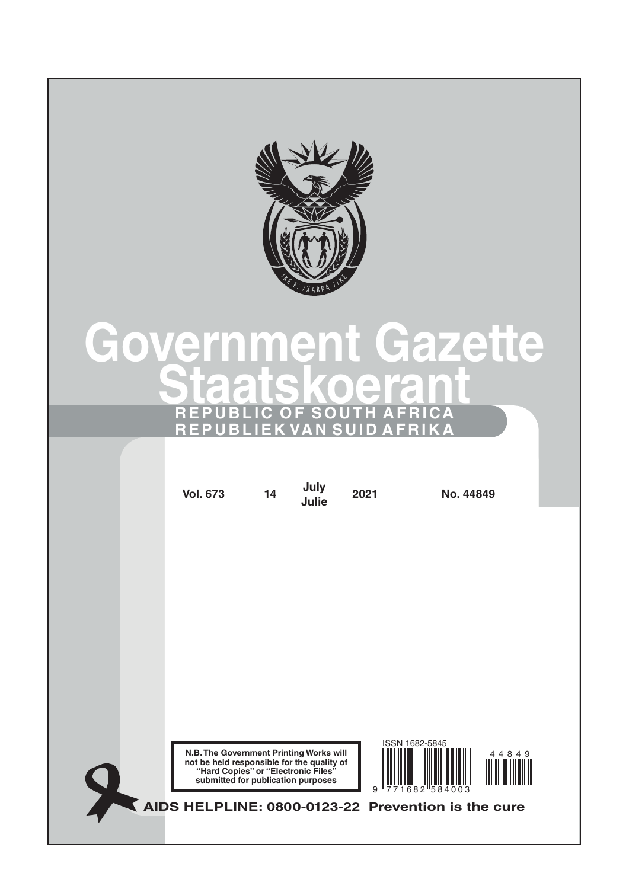# Government Gazette
# Staatskoerant

**REPUBLIC OF SOUTH AFRICA**
**REPUBLIEK VAN SUID AFRIKA**

| Vol. 673 | 14 | July Julie | 2021 | No. 44849 |
|---|---|---|---|---|

ISSN 1682-5845

**N.B. The Government Printing Works will not be held responsible for the quality of "Hard Copies" or "Electronic Files" submitted for publication purposes**

**AIDS HELPLINE: 0800-0123-22 Prevention is the cure**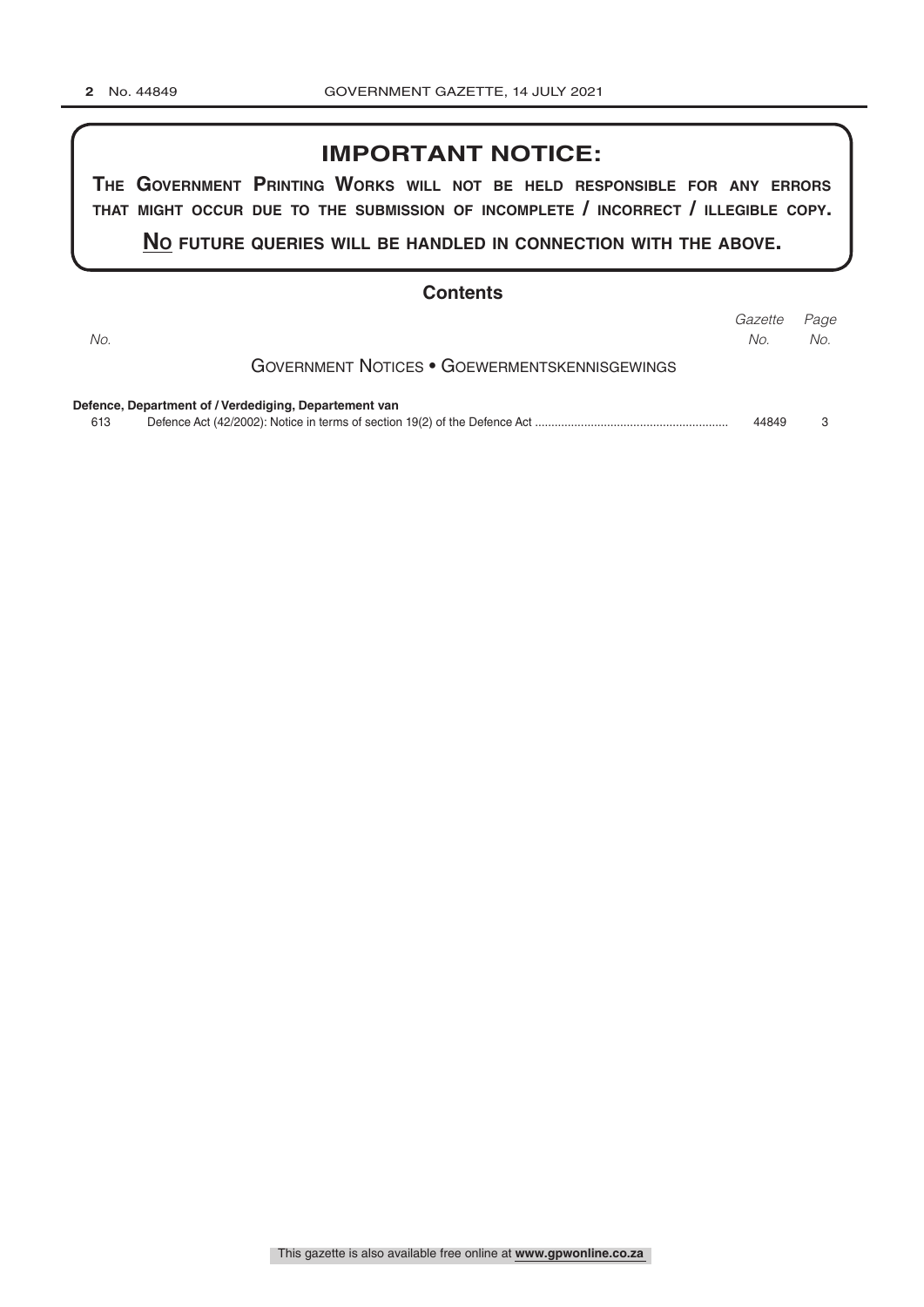## IMPORTANT NOTICE:

**THE GOVERNMENT PRINTING WORKS WILL NOT BE HELD RESPONSIBLE FOR ANY ERRORS THAT MIGHT OCCUR DUE TO THE SUBMISSION OF INCOMPLETE / INCORRECT / ILLEGIBLE COPY.**

**NO FUTURE QUERIES WILL BE HANDLED IN CONNECTION WITH THE ABOVE.**

## Contents

| No. | | Gazette No. | Page No. |
|---|---|---|---|
| | GOVERNMENT NOTICES • GOEWERMENTSKENNISGEWINGS | | |
| | **Defence, Department of / Verdediging, Departement van** | | |
| 613 | Defence Act (42/2002): Notice in terms of section 19(2) of the Defence Act | 44849 | 3 |

This gazette is also available free online at **www.gpwonline.co.za**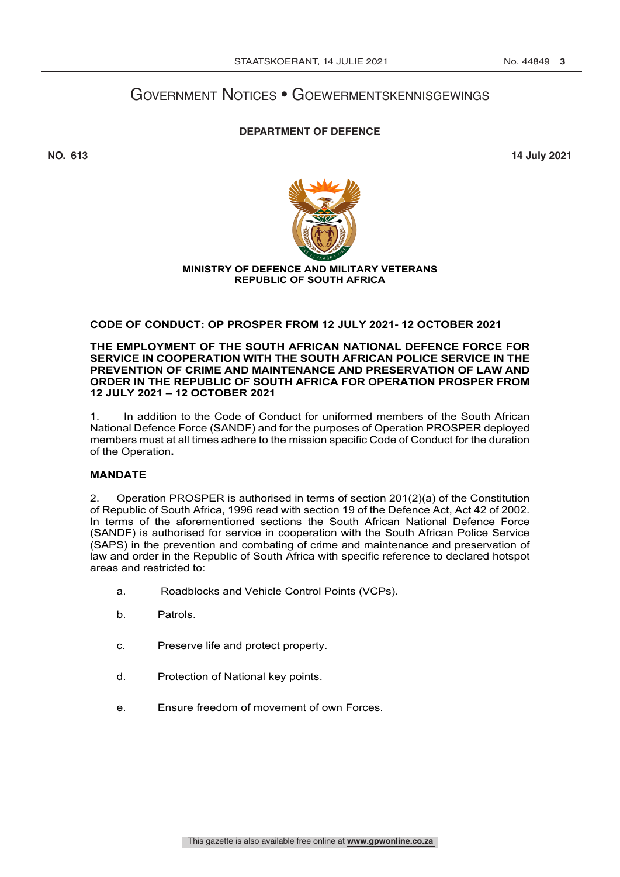# Government Notices • Goewermentskennisgewings

## DEPARTMENT OF DEFENCE

**NO. 613** **14 July 2021**

**MINISTRY OF DEFENCE AND MILITARY VETERANS**
**REPUBLIC OF SOUTH AFRICA**

### CODE OF CONDUCT: OP PROSPER FROM 12 JULY 2021- 12 OCTOBER 2021

**THE EMPLOYMENT OF THE SOUTH AFRICAN NATIONAL DEFENCE FORCE FOR SERVICE IN COOPERATION WITH THE SOUTH AFRICAN POLICE SERVICE IN THE PREVENTION OF CRIME AND MAINTENANCE AND PRESERVATION OF LAW AND ORDER IN THE REPUBLIC OF SOUTH AFRICA FOR OPERATION PROSPER FROM 12 JULY 2021 – 12 OCTOBER 2021**

1. In addition to the Code of Conduct for uniformed members of the South African National Defence Force (SANDF) and for the purposes of Operation PROSPER deployed members must at all times adhere to the mission specific Code of Conduct for the duration of the Operation**.**

### MANDATE

2. Operation PROSPER is authorised in terms of section 201(2)(a) of the Constitution of Republic of South Africa, 1996 read with section 19 of the Defence Act, Act 42 of 2002. In terms of the aforementioned sections the South African National Defence Force (SANDF) is authorised for service in cooperation with the South African Police Service (SAPS) in the prevention and combating of crime and maintenance and preservation of law and order in the Republic of South Africa with specific reference to declared hotspot areas and restricted to:

a. Roadblocks and Vehicle Control Points (VCPs).

b. Patrols.

c. Preserve life and protect property.

d. Protection of National key points.

e. Ensure freedom of movement of own Forces.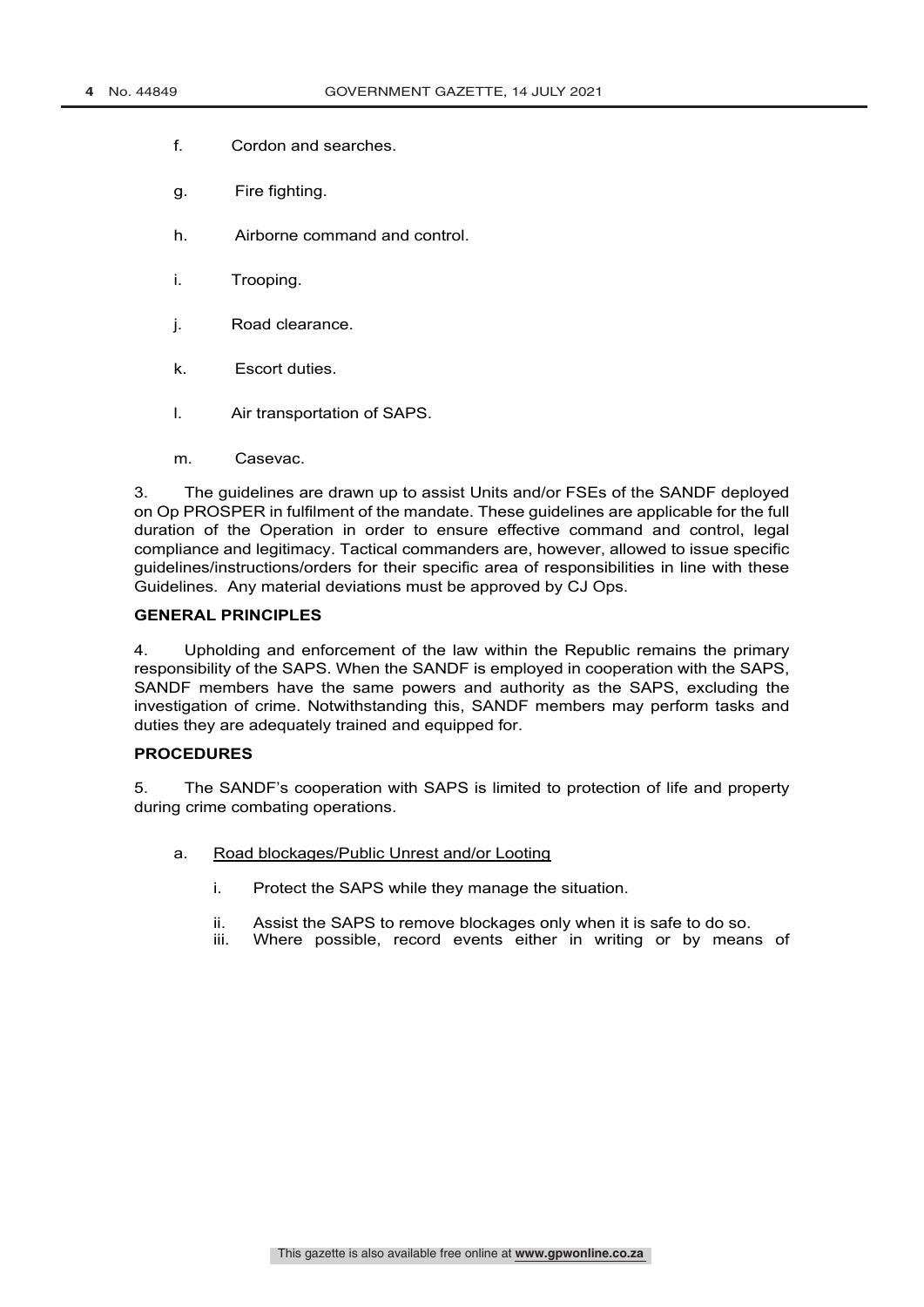f. Cordon and searches.

g. Fire fighting.

h. Airborne command and control.

i. Trooping.

j. Road clearance.

k. Escort duties.

l. Air transportation of SAPS.

m. Casevac.

3. The guidelines are drawn up to assist Units and/or FSEs of the SANDF deployed on Op PROSPER in fulfilment of the mandate. These guidelines are applicable for the full duration of the Operation in order to ensure effective command and control, legal compliance and legitimacy. Tactical commanders are, however, allowed to issue specific guidelines/instructions/orders for their specific area of responsibilities in line with these Guidelines. Any material deviations must be approved by CJ Ops.

**GENERAL PRINCIPLES**

4. Upholding and enforcement of the law within the Republic remains the primary responsibility of the SAPS. When the SANDF is employed in cooperation with the SAPS, SANDF members have the same powers and authority as the SAPS, excluding the investigation of crime. Notwithstanding this, SANDF members may perform tasks and duties they are adequately trained and equipped for.

**PROCEDURES**

5. The SANDF's cooperation with SAPS is limited to protection of life and property during crime combating operations.

a. <u>Road blockages/Public Unrest and/or Looting</u>

   i. Protect the SAPS while they manage the situation.

   ii. Assist the SAPS to remove blockages only when it is safe to do so.

   iii. Where possible, record events either in writing or by means of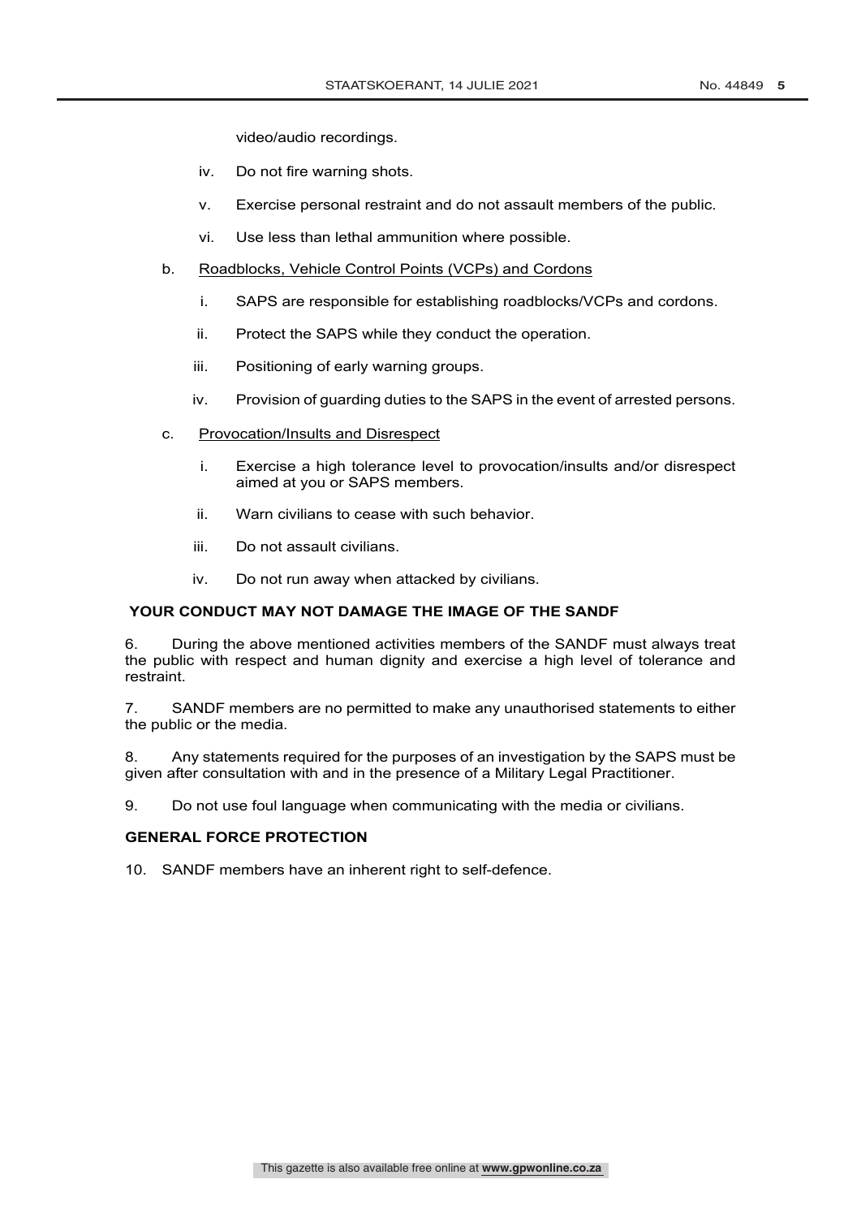video/audio recordings.

iv. Do not fire warning shots.

v. Exercise personal restraint and do not assault members of the public.

vi. Use less than lethal ammunition where possible.

b. Roadblocks, Vehicle Control Points (VCPs) and Cordons

i. SAPS are responsible for establishing roadblocks/VCPs and cordons.

ii. Protect the SAPS while they conduct the operation.

iii. Positioning of early warning groups.

iv. Provision of guarding duties to the SAPS in the event of arrested persons.

c. Provocation/Insults and Disrespect

i. Exercise a high tolerance level to provocation/insults and/or disrespect aimed at you or SAPS members.

ii. Warn civilians to cease with such behavior.

iii. Do not assault civilians.

iv. Do not run away when attacked by civilians.

**YOUR CONDUCT MAY NOT DAMAGE THE IMAGE OF THE SANDF**

6. During the above mentioned activities members of the SANDF must always treat the public with respect and human dignity and exercise a high level of tolerance and restraint.

7. SANDF members are no permitted to make any unauthorised statements to either the public or the media.

8. Any statements required for the purposes of an investigation by the SAPS must be given after consultation with and in the presence of a Military Legal Practitioner.

9. Do not use foul language when communicating with the media or civilians.

**GENERAL FORCE PROTECTION**

10. SANDF members have an inherent right to self-defence.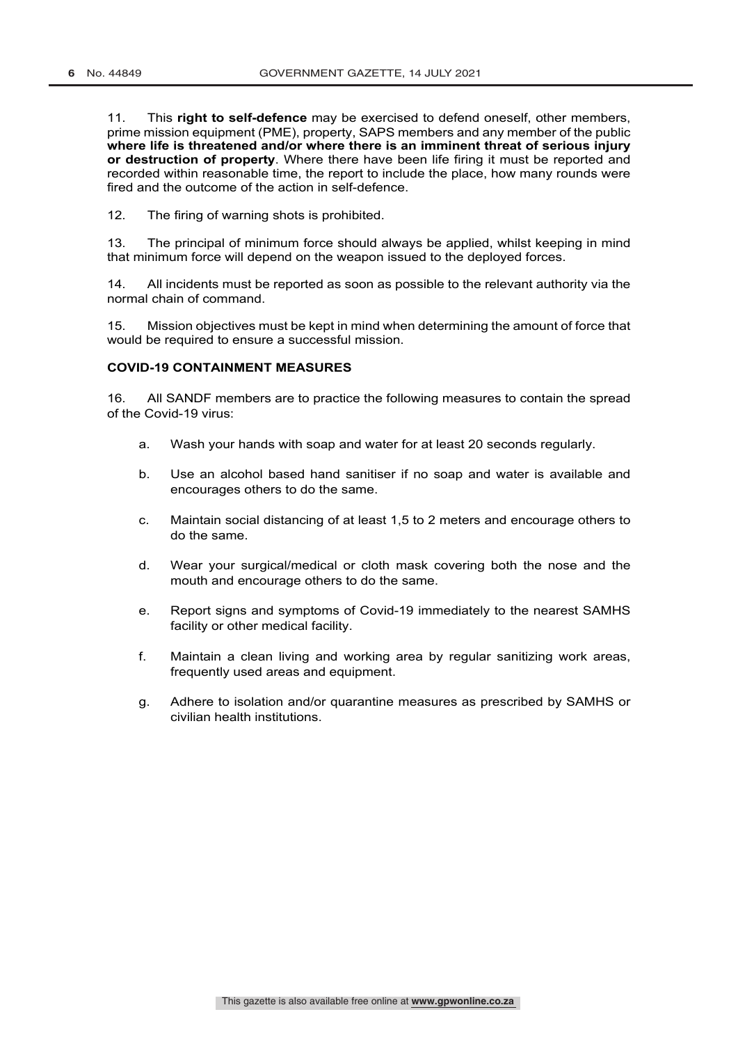11. This **right to self-defence** may be exercised to defend oneself, other members, prime mission equipment (PME), property, SAPS members and any member of the public **where life is threatened and/or where there is an imminent threat of serious injury or destruction of property**. Where there have been life firing it must be reported and recorded within reasonable time, the report to include the place, how many rounds were fired and the outcome of the action in self-defence.

12. The firing of warning shots is prohibited.

13. The principal of minimum force should always be applied, whilst keeping in mind that minimum force will depend on the weapon issued to the deployed forces.

14. All incidents must be reported as soon as possible to the relevant authority via the normal chain of command.

15. Mission objectives must be kept in mind when determining the amount of force that would be required to ensure a successful mission.

**COVID-19 CONTAINMENT MEASURES**

16. All SANDF members are to practice the following measures to contain the spread of the Covid-19 virus:

a. Wash your hands with soap and water for at least 20 seconds regularly.

b. Use an alcohol based hand sanitiser if no soap and water is available and encourages others to do the same.

c. Maintain social distancing of at least 1,5 to 2 meters and encourage others to do the same.

d. Wear your surgical/medical or cloth mask covering both the nose and the mouth and encourage others to do the same.

e. Report signs and symptoms of Covid-19 immediately to the nearest SAMHS facility or other medical facility.

f. Maintain a clean living and working area by regular sanitizing work areas, frequently used areas and equipment.

g. Adhere to isolation and/or quarantine measures as prescribed by SAMHS or civilian health institutions.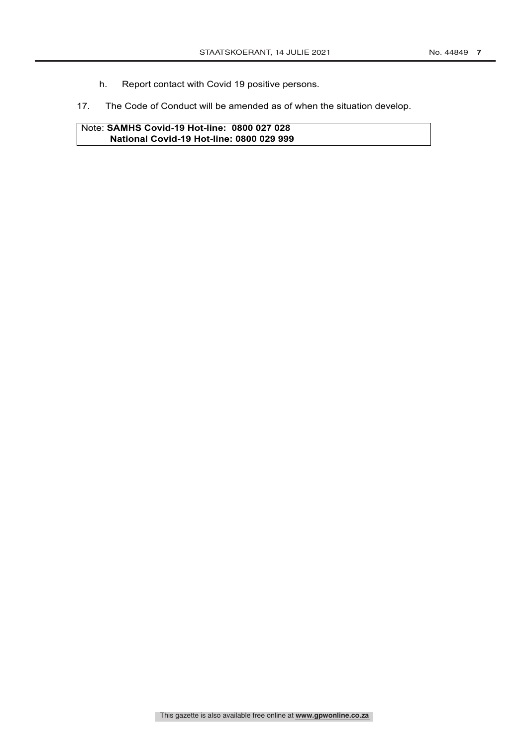h. Report contact with Covid 19 positive persons.

17. The Code of Conduct will be amended as of when the situation develop.

| Note: **SAMHS Covid-19 Hot-line: 0800 027 028** |
|---|
| **National Covid-19 Hot-line: 0800 029 999** |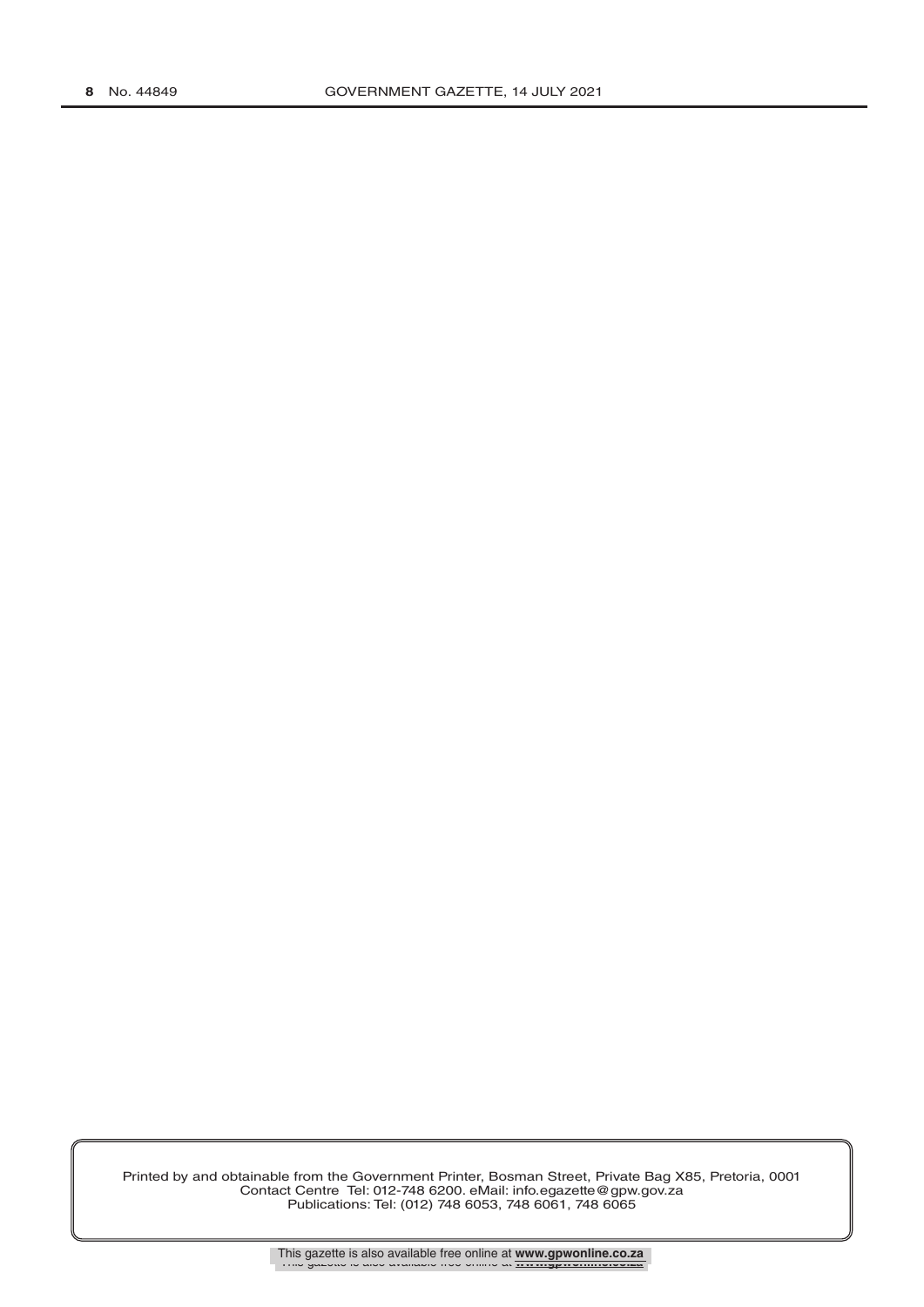Printed by and obtainable from the Government Printer, Bosman Street, Private Bag X85, Pretoria, 0001
Contact Centre Tel: 012-748 6200. eMail: info.egazette@gpw.gov.za
Publications: Tel: (012) 748 6053, 748 6061, 748 6065